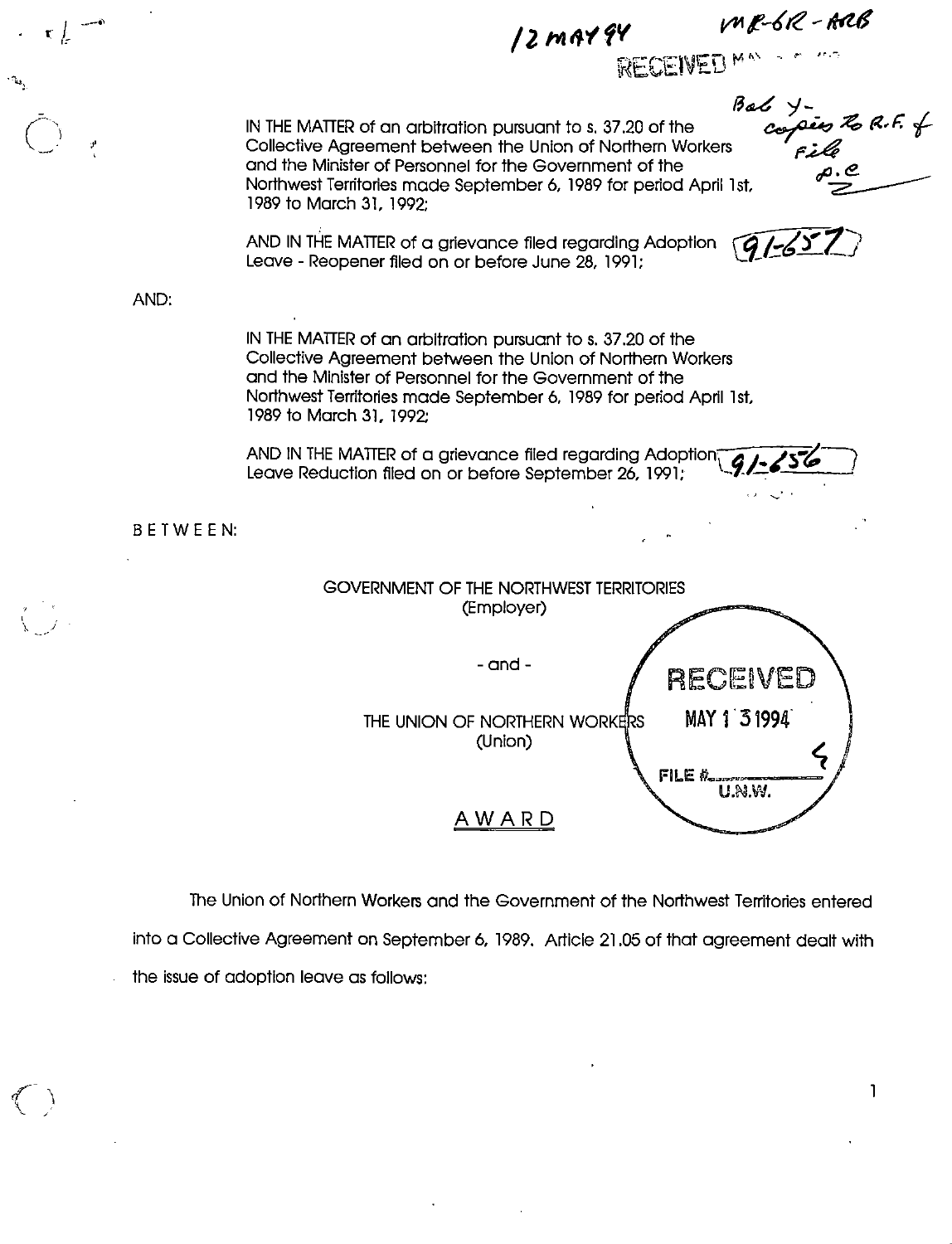12 MAY 94 MR-6R-ARB

RECEIVED

Bal y - copies to R.F. + File P.C.

IN THE MATTER of an arbitration pursuant to s. 37.20 of the Collective Agreement between the Union of Northern Workers and the Minister of Personnel for the Government of the Northwest Territories made September 6, 1989 for period April 1st, 1989 to March 31, 1992;

AND IN THE MATTER of a grievance filed regarding Adoption Leave - Reopener filed on or before June 28, 1991; 91-657

AND:

IN THE MATTER of an arbitration pursuant to s. 37.20 of the Collective Agreement between the Union of Northern Workers and the Minister of Personnel for the Government of the Northwest Territories made September 6, 1989 for period April 1st, 1989 to March 31, 1992;

AND IN THE MATTER of a grievance filed regarding Adoption Leave Reduction filed on or before September 26, 1991; 91-656

BETWEEN:

GOVERNMENT OF THE NORTHWEST TERRITORIES
(Employer)

- and -

THE UNION OF NORTHERN WORKERS
(Union)

RECEIVED MAY 13 1994 FILE # 4 U.N.W.

## AWARD

The Union of Northern Workers and the Government of the Northwest Territories entered into a Collective Agreement on September 6, 1989. Article 21.05 of that agreement dealt with the issue of adoption leave as follows: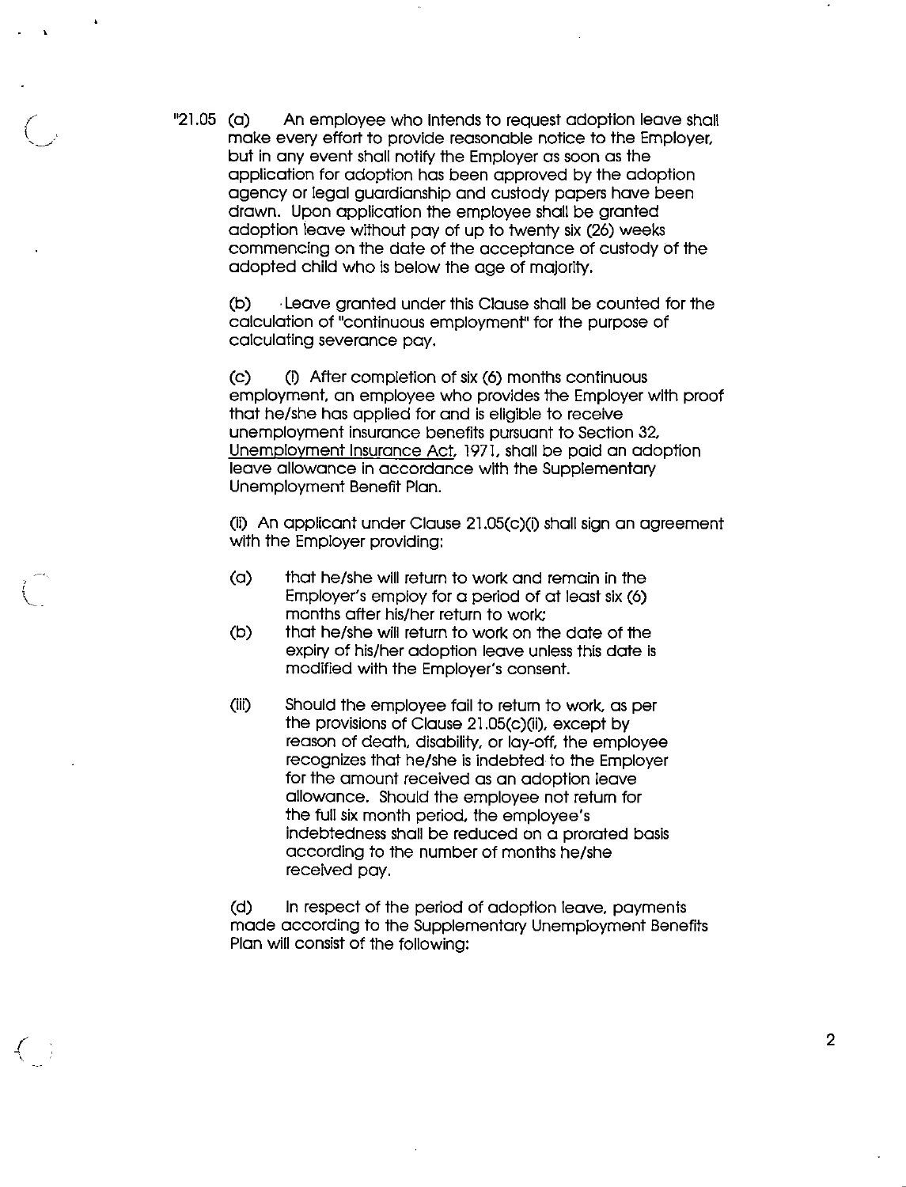"21.05 (a) An employee who intends to request adoption leave shall make every effort to provide reasonable notice to the Employer, but in any event shall notify the Employer as soon as the application for adoption has been approved by the adoption agency or legal guardianship and custody papers have been drawn. Upon application the employee shall be granted adoption leave without pay of up to twenty six (26) weeks commencing on the date of the acceptance of custody of the adopted child who is below the age of majority.

(b) Leave granted under this Clause shall be counted for the calculation of "continuous employment" for the purpose of calculating severance pay.

(c) (i) After completion of six (6) months continuous employment, an employee who provides the Employer with proof that he/she has applied for and is eligible to receive unemployment insurance benefits pursuant to Section 32, Unemployment Insurance Act, 1971, shall be paid an adoption leave allowance in accordance with the Supplementary Unemployment Benefit Plan.

(ii) An applicant under Clause 21.05(c)(i) shall sign an agreement with the Employer providing:

(a) that he/she will return to work and remain in the Employer's employ for a period of at least six (6) months after his/her return to work;

(b) that he/she will return to work on the date of the expiry of his/her adoption leave unless this date is modified with the Employer's consent.

(iii) Should the employee fail to return to work, as per the provisions of Clause 21.05(c)(ii), except by reason of death, disability, or lay-off, the employee recognizes that he/she is indebted to the Employer for the amount received as an adoption leave allowance. Should the employee not return for the full six month period, the employee's indebtedness shall be reduced on a prorated basis according to the number of months he/she received pay.

(d) In respect of the period of adoption leave, payments made according to the Supplementary Unemployment Benefits Plan will consist of the following: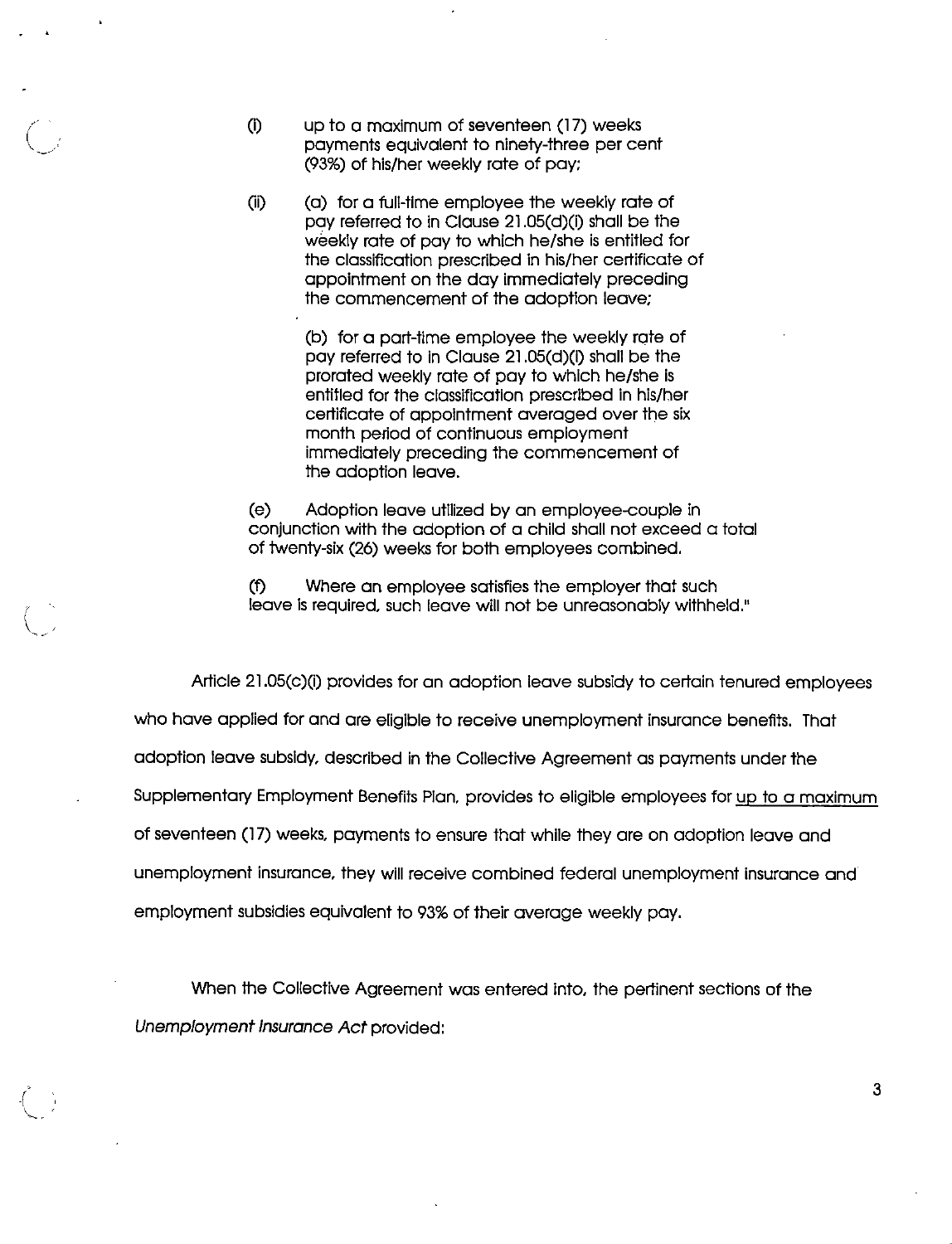(i) up to a maximum of seventeen (17) weeks payments equivalent to ninety-three per cent (93%) of his/her weekly rate of pay;

(ii) (a) for a full-time employee the weekly rate of pay referred to in Clause 21.05(d)(i) shall be the weekly rate of pay to which he/she is entitled for the classification prescribed in his/her certificate of appointment on the day immediately preceding the commencement of the adoption leave;

(b) for a part-time employee the weekly rate of pay referred to in Clause 21.05(d)(i) shall be the prorated weekly rate of pay to which he/she is entitled for the classification prescribed in his/her certificate of appointment averaged over the six month period of continuous employment immediately preceding the commencement of the adoption leave.

(e) Adoption leave utilized by an employee-couple in conjunction with the adoption of a child shall not exceed a total of twenty-six (26) weeks for both employees combined.

(f) Where an employee satisfies the employer that such leave is required, such leave will not be unreasonably withheld."

Article 21.05(c)(i) provides for an adoption leave subsidy to certain tenured employees who have applied for and are eligible to receive unemployment insurance benefits. That adoption leave subsidy, described in the Collective Agreement as payments under the Supplementary Employment Benefits Plan, provides to eligible employees for <u>up to a maximum</u> of seventeen (17) weeks, payments to ensure that while they are on adoption leave and unemployment insurance, they will receive combined federal unemployment insurance and employment subsidies equivalent to 93% of their average weekly pay.

When the Collective Agreement was entered into, the pertinent sections of the *Unemployment Insurance Act* provided: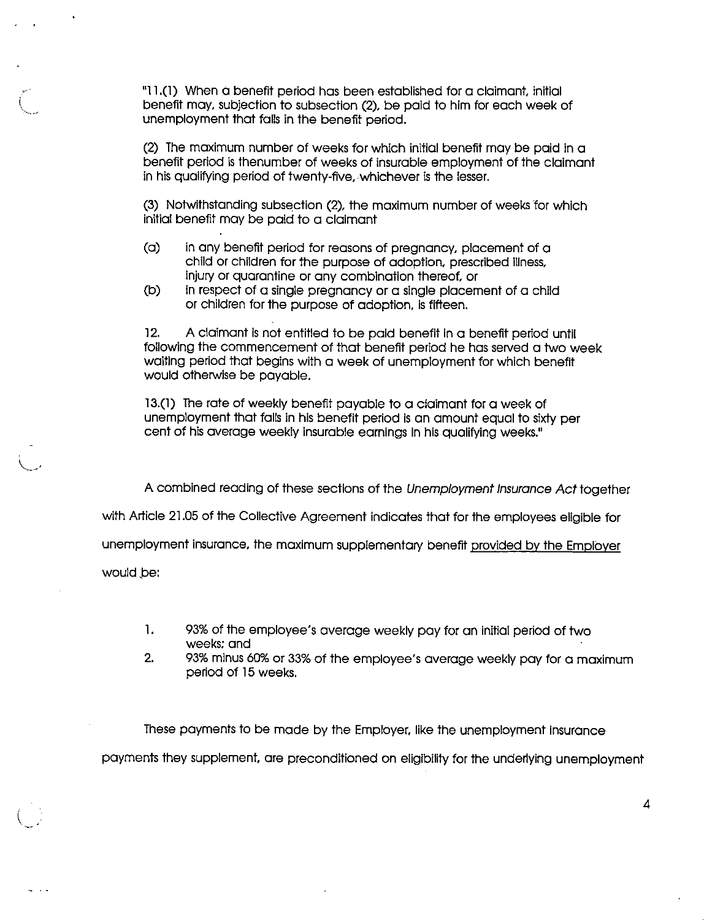"11.(1) When a benefit period has been established for a claimant, initial benefit may, subjection to subsection (2), be paid to him for each week of unemployment that falls in the benefit period.

(2) The maximum number of weeks for which initial benefit may be paid in a benefit period is thenumber of weeks of insurable employment of the claimant in his qualifying period of twenty-five, whichever is the lesser.

(3) Notwithstanding subsection (2), the maximum number of weeks for which initial benefit may be paid to a claimant

(a) in any benefit period for reasons of pregnancy, placement of a child or children for the purpose of adoption, prescribed illness, injury or quarantine or any combination thereof, or

(b) in respect of a single pregnancy or a single placement of a child or children for the purpose of adoption, is fifteen.

12. A claimant is not entitled to be paid benefit in a benefit period until following the commencement of that benefit period he has served a two week waiting period that begins with a week of unemployment for which benefit would otherwise be payable.

13.(1) The rate of weekly benefit payable to a claimant for a week of unemployment that falls in his benefit period is an amount equal to sixty per cent of his average weekly insurable earnings in his qualifying weeks."

A combined reading of these sections of the *Unemployment Insurance Act* together with Article 21.05 of the Collective Agreement indicates that for the employees eligible for unemployment insurance, the maximum supplementary benefit provided by the Employer would be:

1. 93% of the employee's average weekly pay for an initial period of two weeks; and
2. 93% minus 60% or 33% of the employee's average weekly pay for a maximum period of 15 weeks.

These payments to be made by the Employer, like the unemployment insurance payments they supplement, are preconditioned on eligibility for the underlying unemployment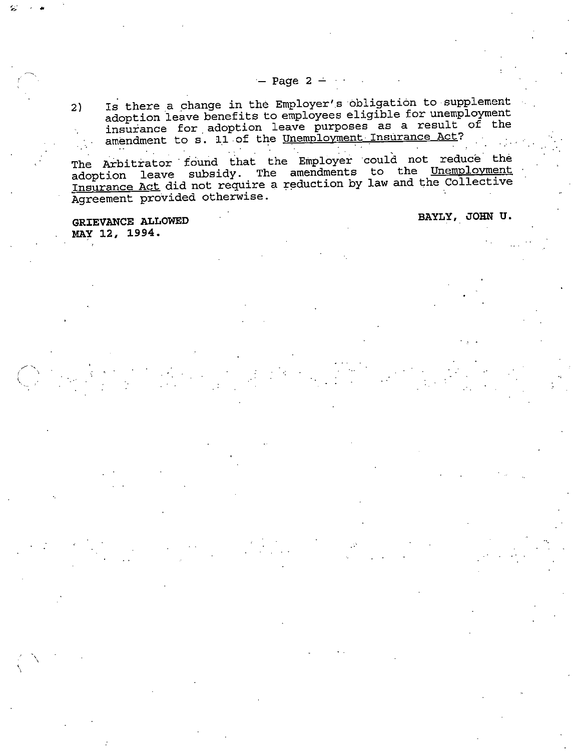2) Is there a change in the Employer's obligation to supplement adoption leave benefits to employees eligible for unemployment insurance for adoption leave purposes as a result of the amendment to s. 11 of the Unemployment Insurance Act?

The Arbitrator found that the Employer could not reduce the adoption leave subsidy. The amendments to the Unemployment Insurance Act did not require a reduction by law and the Collective Agreement provided otherwise.

**GRIEVANCE ALLOWED**
**MAY 12, 1994.**

**BAYLY, JOHN U.**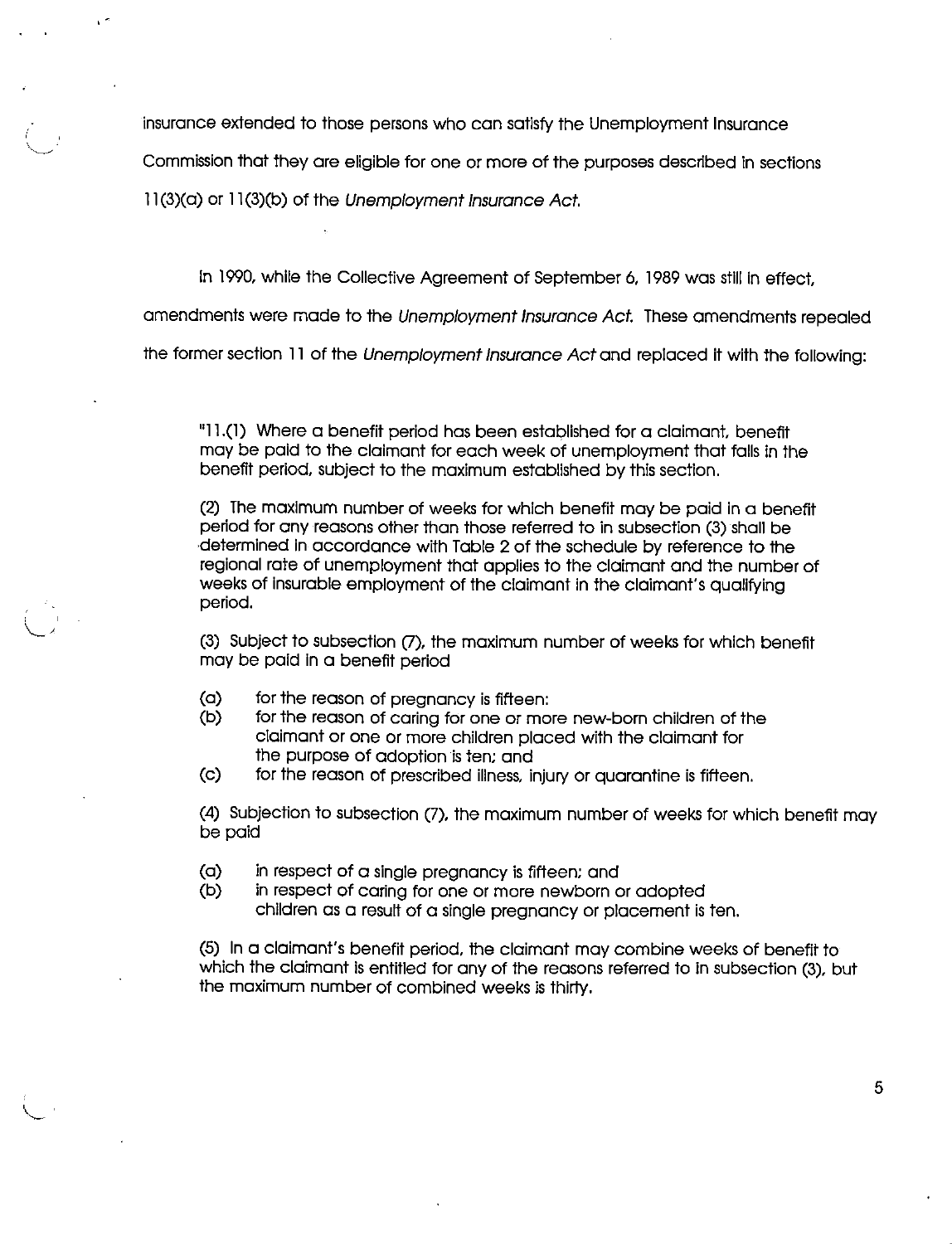insurance extended to those persons who can satisfy the Unemployment Insurance Commission that they are eligible for one or more of the purposes described in sections 11(3)(a) or 11(3)(b) of the *Unemployment Insurance Act.*

In 1990, while the Collective Agreement of September 6, 1989 was still in effect, amendments were made to the *Unemployment Insurance Act.* These amendments repealed the former section 11 of the *Unemployment Insurance Act* and replaced it with the following:

> "11.(1) Where a benefit period has been established for a claimant, benefit may be paid to the claimant for each week of unemployment that falls in the benefit period, subject to the maximum established by this section.
>
> (2) The maximum number of weeks for which benefit may be paid in a benefit period for any reasons other than those referred to in subsection (3) shall be determined in accordance with Table 2 of the schedule by reference to the regional rate of unemployment that applies to the claimant and the number of weeks of insurable employment of the claimant in the claimant's qualifying period.
>
> (3) Subject to subsection (7), the maximum number of weeks for which benefit may be paid in a benefit period
>
> (a) for the reason of pregnancy is fifteen:
> (b) for the reason of caring for one or more new-born children of the claimant or one or more children placed with the claimant for the purpose of adoption is ten; and
> (c) for the reason of prescribed illness, injury or quarantine is fifteen.
>
> (4) Subjection to subsection (7), the maximum number of weeks for which benefit may be paid
>
> (a) in respect of a single pregnancy is fifteen; and
> (b) in respect of caring for one or more newborn or adopted children as a result of a single pregnancy or placement is ten.
>
> (5) In a claimant's benefit period, the claimant may combine weeks of benefit to which the claimant is entitled for any of the reasons referred to in subsection (3), but the maximum number of combined weeks is thirty.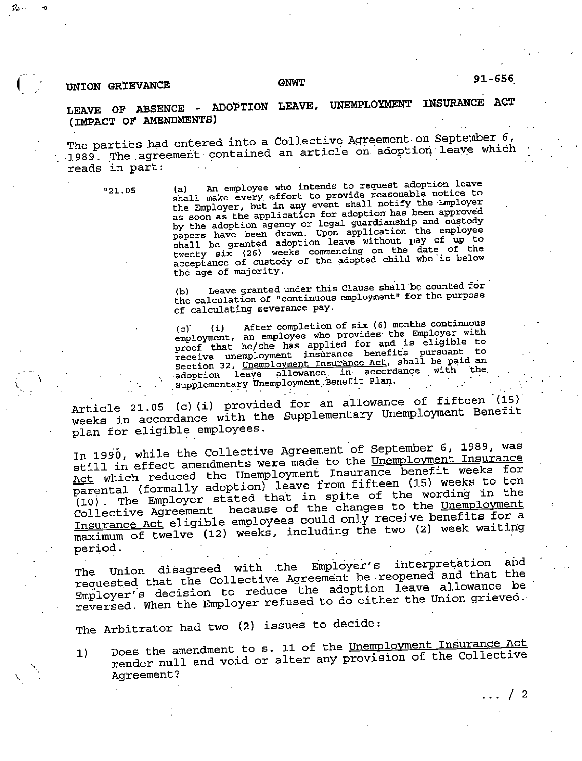UNION GRIEVANCE GNWT 91-656

## LEAVE OF ABSENCE - ADOPTION LEAVE, UNEMPLOYMENT INSURANCE ACT (IMPACT OF AMENDMENTS)

The parties had entered into a Collective Agreement on September 6, 1989. The agreement contained an article on adoption leave which reads in part:

> "21.05 (a) An employee who intends to request adoption leave shall make every effort to provide reasonable notice to the Employer, but in any event shall notify the Employer as soon as the application for adoption has been approved by the adoption agency or legal guardianship and custody papers have been drawn. Upon application the employee shall be granted adoption leave without pay of up to twenty six (26) weeks commencing on the date of the acceptance of custody of the adopted child who is below the age of majority.
>
> (b) Leave granted under this Clause shall be counted for the calculation of "continuous employment" for the purpose of calculating severance pay.
>
> (c) (i) After completion of six (6) months continuous employment, an employee who provides the Employer with proof that he/she has applied for and is eligible to receive unemployment insurance benefits pursuant to Section 32, Unemployment Insurance Act, shall be paid an adoption leave allowance in accordance with the Supplementary Unemployment Benefit Plan.

Article 21.05 (c)(i) provided for an allowance of fifteen (15) weeks in accordance with the Supplementary Unemployment Benefit plan for eligible employees.

In 1990, while the Collective Agreement of September 6, 1989, was still in effect amendments were made to the Unemployment Insurance Act which reduced the Unemployment Insurance benefit weeks for parental (formally adoption) leave from fifteen (15) weeks to ten (10). The Employer stated that in spite of the wording in the Collective Agreement because of the changes to the Unemployment Insurance Act eligible employees could only receive benefits for a maximum of twelve (12) weeks, including the two (2) week waiting period.

The Union disagreed with the Employer's interpretation and requested that the Collective Agreement be reopened and that the Employer's decision to reduce the adoption leave allowance be reversed. When the Employer refused to do either the Union grieved.

The Arbitrator had two (2) issues to decide:

1) Does the amendment to s. 11 of the Unemployment Insurance Act render null and void or alter any provision of the Collective Agreement?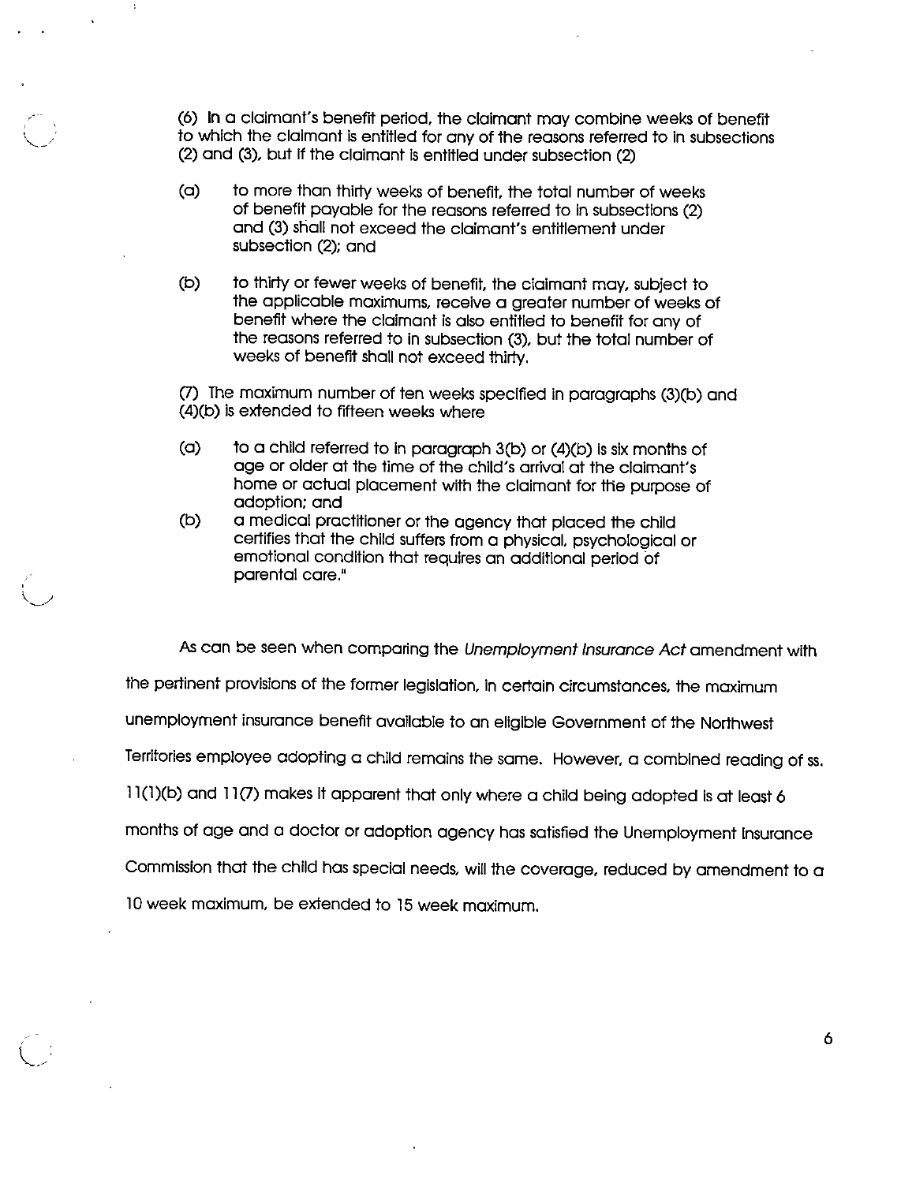(6) In a claimant's benefit period, the claimant may combine weeks of benefit to which the claimant is entitled for any of the reasons referred to in subsections (2) and (3), but if the claimant is entitled under subsection (2)

(a) to more than thirty weeks of benefit, the total number of weeks of benefit payable for the reasons referred to in subsections (2) and (3) shall not exceed the claimant's entitlement under subsection (2); and

(b) to thirty or fewer weeks of benefit, the claimant may, subject to the applicable maximums, receive a greater number of weeks of benefit where the claimant is also entitled to benefit for any of the reasons referred to in subsection (3), but the total number of weeks of benefit shall not exceed thirty.

(7) The maximum number of ten weeks specified in paragraphs (3)(b) and (4)(b) is extended to fifteen weeks where

(a) to a child referred to in paragraph 3(b) or (4)(b) is six months of age or older at the time of the child's arrival at the claimant's home or actual placement with the claimant for the purpose of adoption; and

(b) a medical practitioner or the agency that placed the child certifies that the child suffers from a physical, psychological or emotional condition that requires an additional period of parental care."

As can be seen when comparing the *Unemployment Insurance Act* amendment with the pertinent provisions of the former legislation, in certain circumstances, the maximum unemployment insurance benefit available to an eligible Government of the Northwest Territories employee adopting a child remains the same. However, a combined reading of ss. 11(1)(b) and 11(7) makes it apparent that only where a child being adopted is at least 6 months of age and a doctor or adoption agency has satisfied the Unemployment Insurance Commission that the child has special needs, will the coverage, reduced by amendment to a 10 week maximum, be extended to 15 week maximum.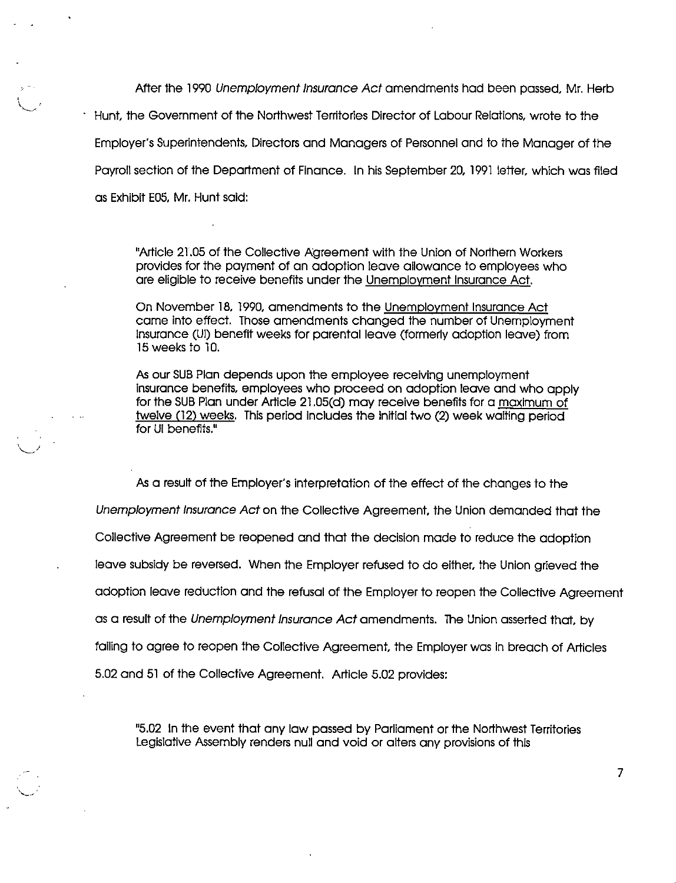After the 1990 *Unemployment Insurance Act* amendments had been passed, Mr. Herb Hunt, the Government of the Northwest Territories Director of Labour Relations, wrote to the Employer's Superintendents, Directors and Managers of Personnel and to the Manager of the Payroll section of the Department of Finance. In his September 20, 1991 letter, which was filed as Exhibit E05, Mr. Hunt said:

> "Article 21.05 of the Collective Agreement with the Union of Northern Workers provides for the payment of an adoption leave allowance to employees who are eligible to receive benefits under the Unemployment Insurance Act.
>
> On November 18, 1990, amendments to the Unemployment Insurance Act came into effect. Those amendments changed the number of Unemployment Insurance (UI) benefit weeks for parental leave (formerly adoption leave) from 15 weeks to 10.
>
> As our SUB Plan depends upon the employee receiving unemployment insurance benefits, employees who proceed on adoption leave and who apply for the SUB Plan under Article 21.05(d) may receive benefits for a maximum of twelve (12) weeks. This period includes the initial two (2) week waiting period for UI benefits."

As a result of the Employer's interpretation of the effect of the changes to the *Unemployment Insurance Act* on the Collective Agreement, the Union demanded that the Collective Agreement be reopened and that the decision made to reduce the adoption leave subsidy be reversed. When the Employer refused to do either, the Union grieved the adoption leave reduction and the refusal of the Employer to reopen the Collective Agreement as a result of the *Unemployment Insurance Act* amendments. The Union asserted that, by failing to agree to reopen the Collective Agreement, the Employer was in breach of Articles 5.02 and 51 of the Collective Agreement. Article 5.02 provides:

> "5.02 In the event that any law passed by Parliament or the Northwest Territories Legislative Assembly renders null and void or alters any provisions of this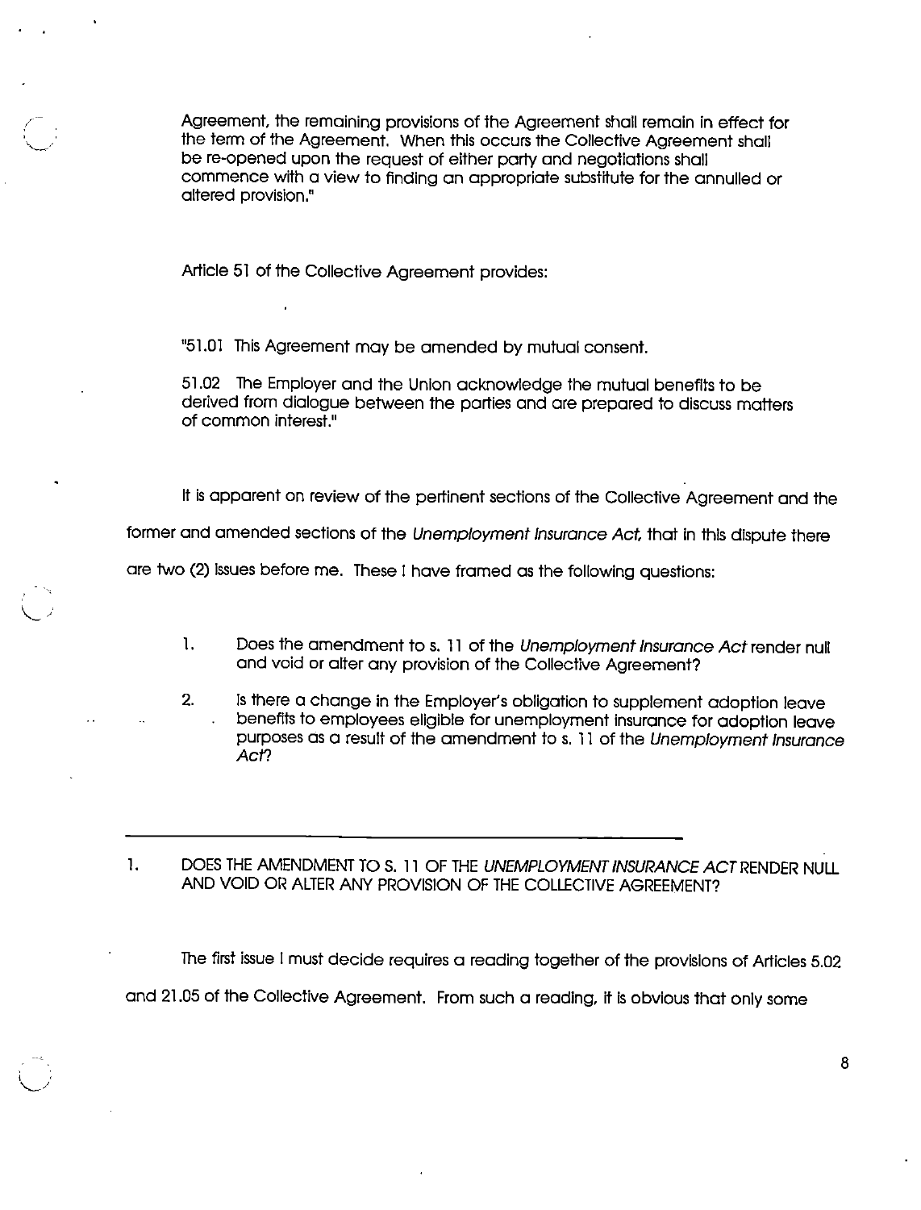Agreement, the remaining provisions of the Agreement shall remain in effect for the term of the Agreement. When this occurs the Collective Agreement shall be re-opened upon the request of either party and negotiations shall commence with a view to finding an appropriate substitute for the annulled or altered provision."

Article 51 of the Collective Agreement provides:

"51.01 This Agreement may be amended by mutual consent.

51.02 The Employer and the Union acknowledge the mutual benefits to be derived from dialogue between the parties and are prepared to discuss matters of common interest."

It is apparent on review of the pertinent sections of the Collective Agreement and the former and amended sections of the *Unemployment Insurance Act*, that in this dispute there are two (2) issues before me. These I have framed as the following questions:

1. Does the amendment to s. 11 of the *Unemployment Insurance Act* render null and void or alter any provision of the Collective Agreement?
2. Is there a change in the Employer's obligation to supplement adoption leave benefits to employees eligible for unemployment insurance for adoption leave purposes as a result of the amendment to s. 11 of the *Unemployment Insurance Act*?

---

1. DOES THE AMENDMENT TO S. 11 OF THE *UNEMPLOYMENT INSURANCE ACT* RENDER NULL AND VOID OR ALTER ANY PROVISION OF THE COLLECTIVE AGREEMENT?

The first issue I must decide requires a reading together of the provisions of Articles 5.02 and 21.05 of the Collective Agreement. From such a reading, it is obvious that only some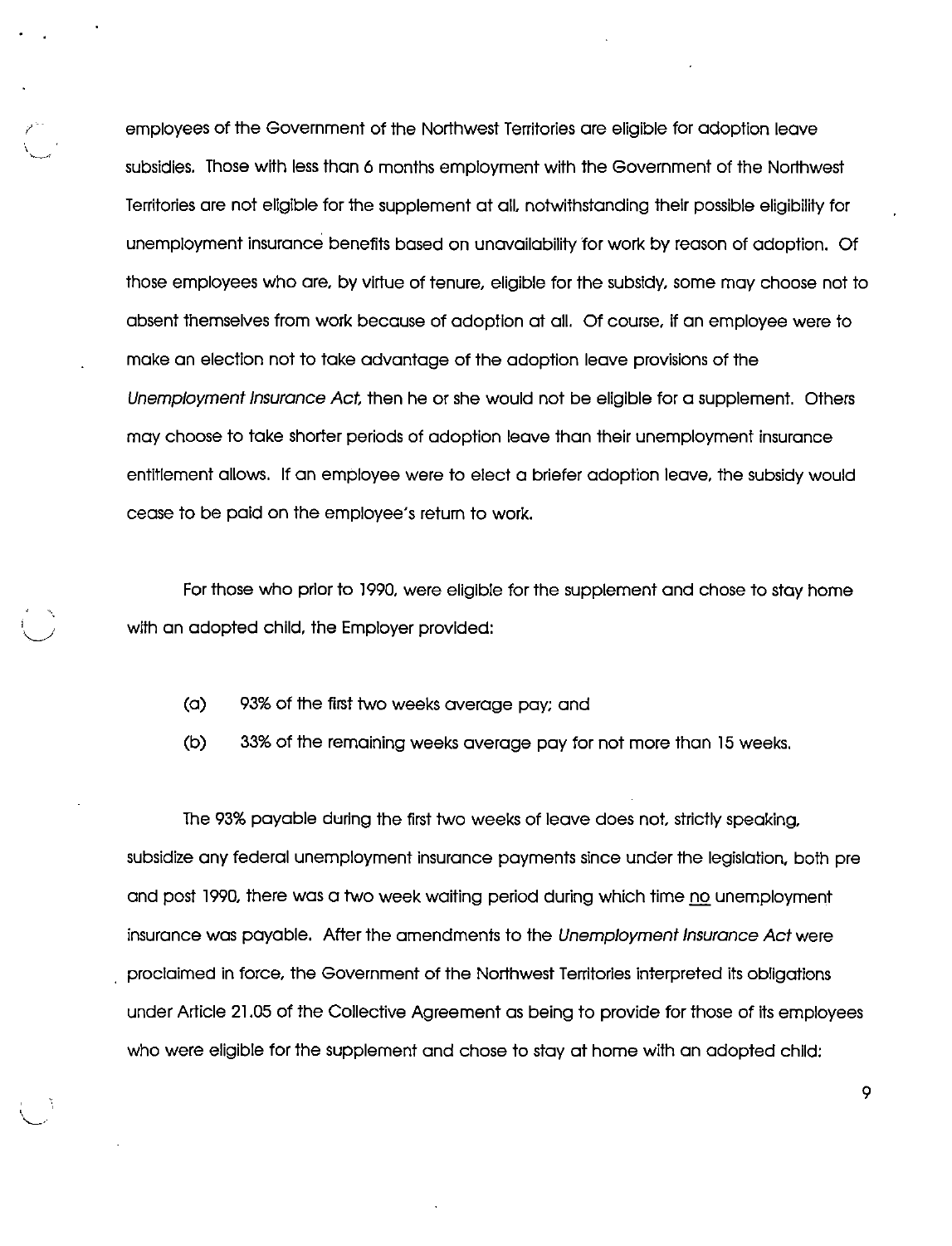employees of the Government of the Northwest Territories are eligible for adoption leave subsidies. Those with less than 6 months employment with the Government of the Northwest Territories are not eligible for the supplement at all, notwithstanding their possible eligibility for unemployment insurance benefits based on unavailability for work by reason of adoption. Of those employees who are, by virtue of tenure, eligible for the subsidy, some may choose not to absent themselves from work because of adoption at all. Of course, if an employee were to make an election not to take advantage of the adoption leave provisions of the *Unemployment Insurance Act*, then he or she would not be eligible for a supplement. Others may choose to take shorter periods of adoption leave than their unemployment insurance entitlement allows. If an employee were to elect a briefer adoption leave, the subsidy would cease to be paid on the employee's return to work.

For those who prior to 1990, were eligible for the supplement and chose to stay home with an adopted child, the Employer provided:

(a) 93% of the first two weeks average pay; and

(b) 33% of the remaining weeks average pay for not more than 15 weeks.

The 93% payable during the first two weeks of leave does not, strictly speaking, subsidize any federal unemployment insurance payments since under the legislation, both pre and post 1990, there was a two week waiting period during which time no unemployment insurance was payable. After the amendments to the *Unemployment Insurance Act* were proclaimed in force, the Government of the Northwest Territories interpreted its obligations under Article 21.05 of the Collective Agreement as being to provide for those of its employees who were eligible for the supplement and chose to stay at home with an adopted child: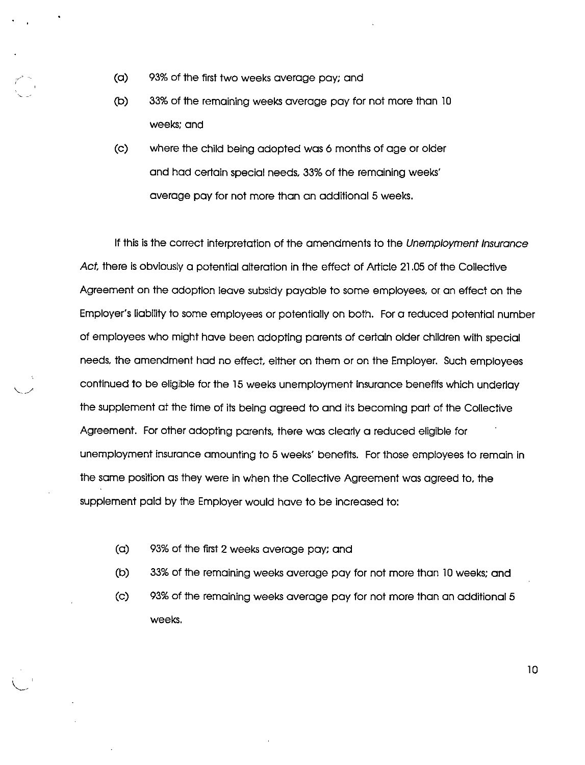(a) 93% of the first two weeks average pay; and

(b) 33% of the remaining weeks average pay for not more than 10 weeks; and

(c) where the child being adopted was 6 months of age or older and had certain special needs, 33% of the remaining weeks' average pay for not more than an additional 5 weeks.

If this is the correct interpretation of the amendments to the *Unemployment Insurance Act*, there is obviously a potential alteration in the effect of Article 21.05 of the Collective Agreement on the adoption leave subsidy payable to some employees, or an effect on the Employer's liability to some employees or potentially on both. For a reduced potential number of employees who might have been adopting parents of certain older children with special needs, the amendment had no effect, either on them or on the Employer. Such employees continued to be eligible for the 15 weeks unemployment insurance benefits which underlay the supplement at the time of its being agreed to and its becoming part of the Collective Agreement. For other adopting parents, there was clearly a reduced eligible for unemployment insurance amounting to 5 weeks' benefits. For those employees to remain in the same position as they were in when the Collective Agreement was agreed to, the supplement paid by the Employer would have to be increased to:

(a) 93% of the first 2 weeks average pay; and

(b) 33% of the remaining weeks average pay for not more than 10 weeks; and

(c) 93% of the remaining weeks average pay for not more than an additional 5 weeks.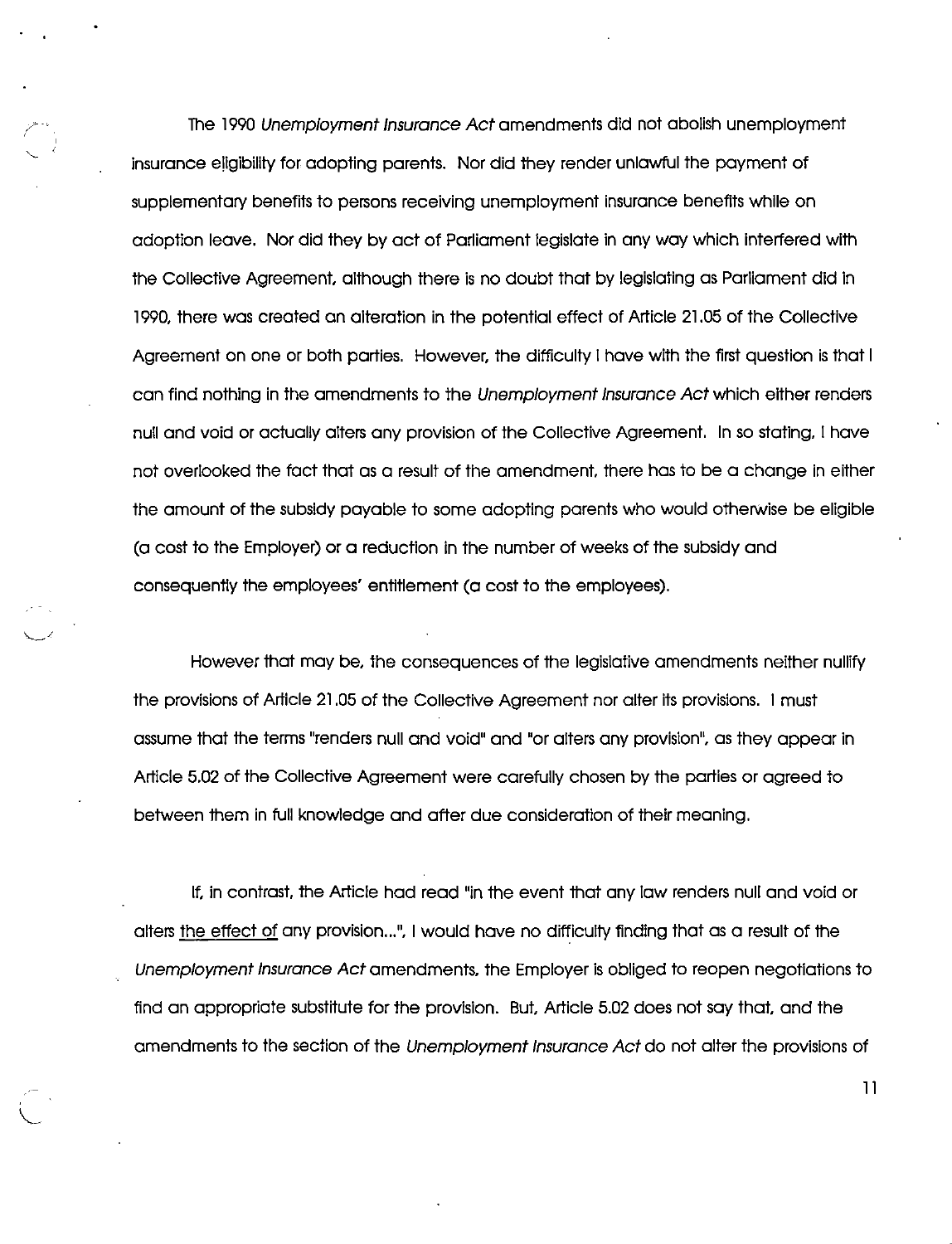The 1990 *Unemployment Insurance Act* amendments did not abolish unemployment insurance eligibility for adopting parents. Nor did they render unlawful the payment of supplementary benefits to persons receiving unemployment insurance benefits while on adoption leave. Nor did they by act of Parliament legislate in any way which interfered with the Collective Agreement, although there is no doubt that by legislating as Parliament did in 1990, there was created an alteration in the potential effect of Article 21.05 of the Collective Agreement on one or both parties. However, the difficulty I have with the first question is that I can find nothing in the amendments to the *Unemployment Insurance Act* which either renders null and void or actually alters any provision of the Collective Agreement. In so stating, I have not overlooked the fact that as a result of the amendment, there has to be a change in either the amount of the subsidy payable to some adopting parents who would otherwise be eligible (a cost to the Employer) or a reduction in the number of weeks of the subsidy and consequently the employees' entitlement (a cost to the employees).

However that may be, the consequences of the legislative amendments neither nullify the provisions of Article 21.05 of the Collective Agreement nor alter its provisions. I must assume that the terms "renders null and void" and "or alters any provision", as they appear in Article 5.02 of the Collective Agreement were carefully chosen by the parties or agreed to between them in full knowledge and after due consideration of their meaning.

If, in contrast, the Article had read "in the event that any law renders null and void or alters <u>the effect of</u> any provision...", I would have no difficulty finding that as a result of the *Unemployment Insurance Act* amendments, the Employer is obliged to reopen negotiations to find an appropriate substitute for the provision. But, Article 5.02 does not say that, and the amendments to the section of the *Unemployment Insurance Act* do not alter the provisions of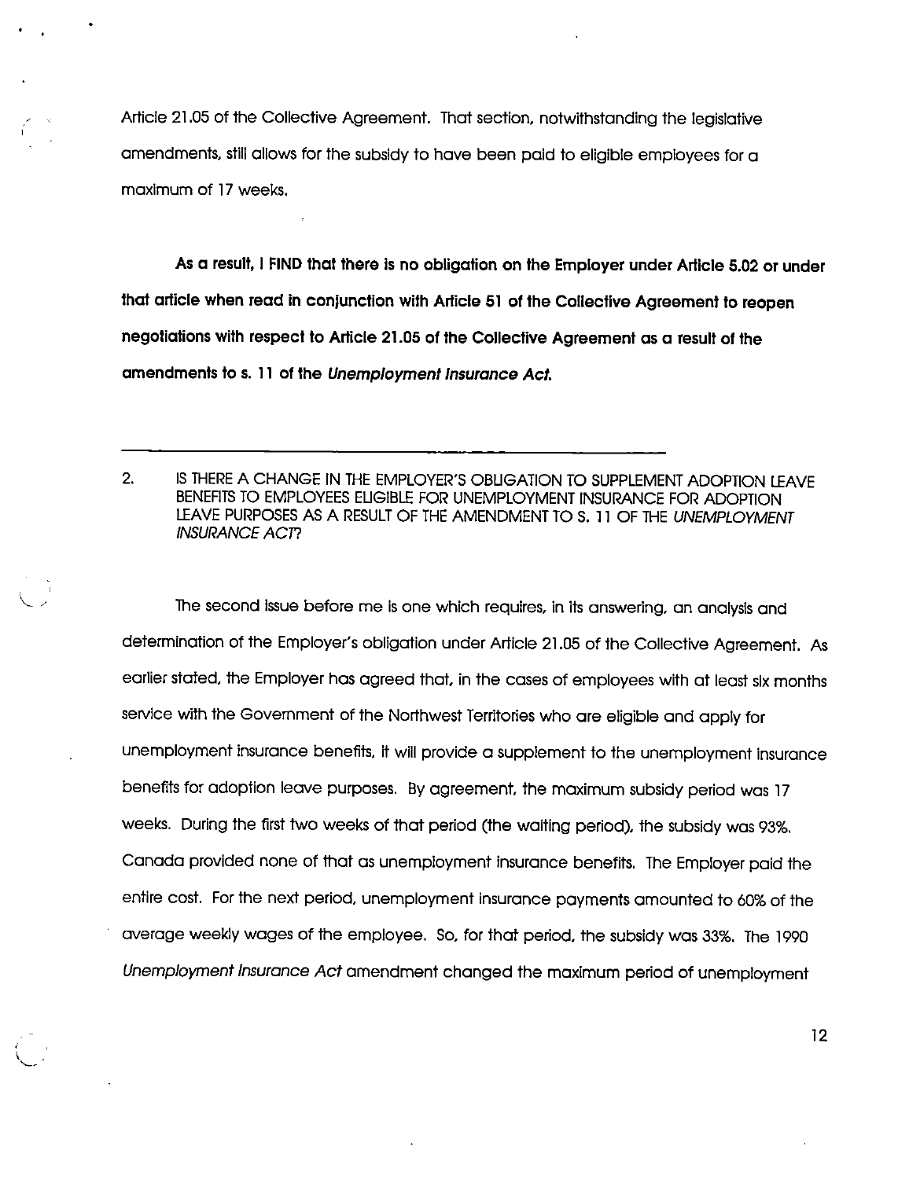Article 21.05 of the Collective Agreement. That section, notwithstanding the legislative amendments, still allows for the subsidy to have been paid to eligible employees for a maximum of 17 weeks.

**As a result, I FIND that there is no obligation on the Employer under Article 5.02 or under that article when read in conjunction with Article 51 of the Collective Agreement to reopen negotiations with respect to Article 21.05 of the Collective Agreement as a result of the amendments to s. 11 of the *Unemployment Insurance Act*.**

---

2. IS THERE A CHANGE IN THE EMPLOYER'S OBLIGATION TO SUPPLEMENT ADOPTION LEAVE BENEFITS TO EMPLOYEES ELIGIBLE FOR UNEMPLOYMENT INSURANCE FOR ADOPTION LEAVE PURPOSES AS A RESULT OF THE AMENDMENT TO S. 11 OF THE *UNEMPLOYMENT INSURANCE ACT*?

The second issue before me is one which requires, in its answering, an analysis and determination of the Employer's obligation under Article 21.05 of the Collective Agreement. As earlier stated, the Employer has agreed that, in the cases of employees with at least six months service with the Government of the Northwest Territories who are eligible and apply for unemployment insurance benefits, it will provide a supplement to the unemployment insurance benefits for adoption leave purposes. By agreement, the maximum subsidy period was 17 weeks. During the first two weeks of that period (the waiting period), the subsidy was 93%. Canada provided none of that as unemployment insurance benefits. The Employer paid the entire cost. For the next period, unemployment insurance payments amounted to 60% of the average weekly wages of the employee. So, for that period, the subsidy was 33%. The 1990 *Unemployment Insurance Act* amendment changed the maximum period of unemployment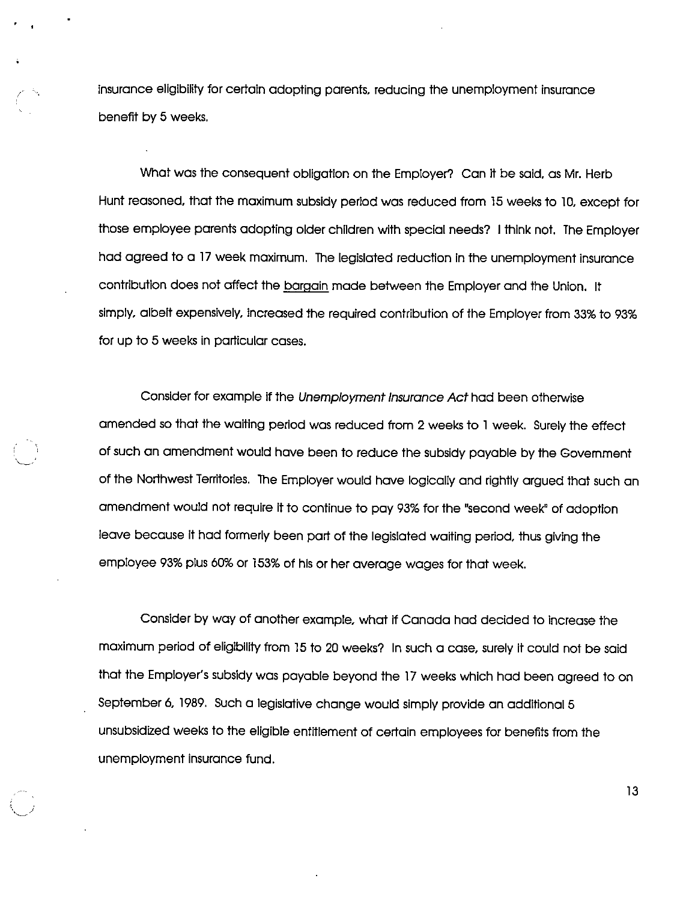insurance eligibility for certain adopting parents, reducing the unemployment insurance benefit by 5 weeks.

What was the consequent obligation on the Employer? Can it be said, as Mr. Herb Hunt reasoned, that the maximum subsidy period was reduced from 15 weeks to 10, except for those employee parents adopting older children with special needs? I think not. The Employer had agreed to a 17 week maximum. The legislated reduction in the unemployment insurance contribution does not affect the <u>bargain</u> made between the Employer and the Union. It simply, albeit expensively, increased the required contribution of the Employer from 33% to 93% for up to 5 weeks in particular cases.

Consider for example if the *Unemployment Insurance Act* had been otherwise amended so that the waiting period was reduced from 2 weeks to 1 week. Surely the effect of such an amendment would have been to reduce the subsidy payable by the Government of the Northwest Territories. The Employer would have logically and rightly argued that such an amendment would not require it to continue to pay 93% for the "second week" of adoption leave because it had formerly been part of the legislated waiting period, thus giving the employee 93% plus 60% or 153% of his or her average wages for that week.

Consider by way of another example, what if Canada had decided to increase the maximum period of eligibility from 15 to 20 weeks? In such a case, surely it could not be said that the Employer's subsidy was payable beyond the 17 weeks which had been agreed to on September 6, 1989. Such a legislative change would simply provide an additional 5 unsubsidized weeks to the eligible entitlement of certain employees for benefits from the unemployment insurance fund.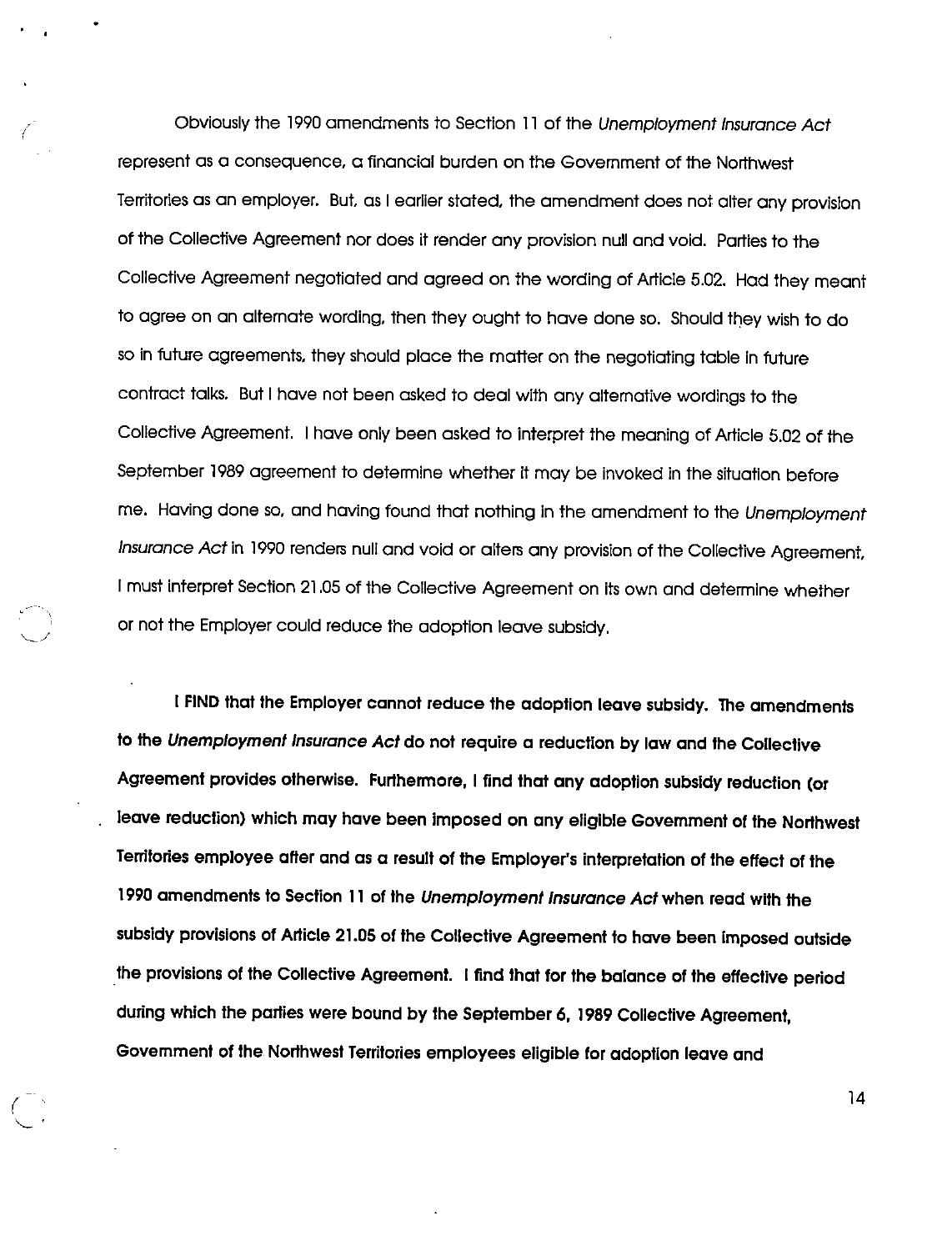Obviously the 1990 amendments to Section 11 of the *Unemployment Insurance Act* represent as a consequence, a financial burden on the Government of the Northwest Territories as an employer. But, as I earlier stated, the amendment does not alter any provision of the Collective Agreement nor does it render any provision null and void. Parties to the Collective Agreement negotiated and agreed on the wording of Article 5.02. Had they meant to agree on an alternate wording, then they ought to have done so. Should they wish to do so in future agreements, they should place the matter on the negotiating table in future contract talks. But I have not been asked to deal with any alternative wordings to the Collective Agreement. I have only been asked to interpret the meaning of Article 5.02 of the September 1989 agreement to determine whether it may be invoked in the situation before me. Having done so, and having found that nothing in the amendment to the *Unemployment Insurance Act* in 1990 renders null and void or alters any provision of the Collective Agreement, I must interpret Section 21.05 of the Collective Agreement on its own and determine whether or not the Employer could reduce the adoption leave subsidy.

**I FIND that the Employer cannot reduce the adoption leave subsidy. The amendments to the *Unemployment Insurance Act* do not require a reduction by law and the Collective Agreement provides otherwise. Furthermore, I find that any adoption subsidy reduction (or leave reduction) which may have been imposed on any eligible Government of the Northwest Territories employee after and as a result of the Employer's interpretation of the effect of the 1990 amendments to Section 11 of the *Unemployment Insurance Act* when read with the subsidy provisions of Article 21.05 of the Collective Agreement to have been imposed outside the provisions of the Collective Agreement. I find that for the balance of the effective period during which the parties were bound by the September 6, 1989 Collective Agreement, Government of the Northwest Territories employees eligible for adoption leave and**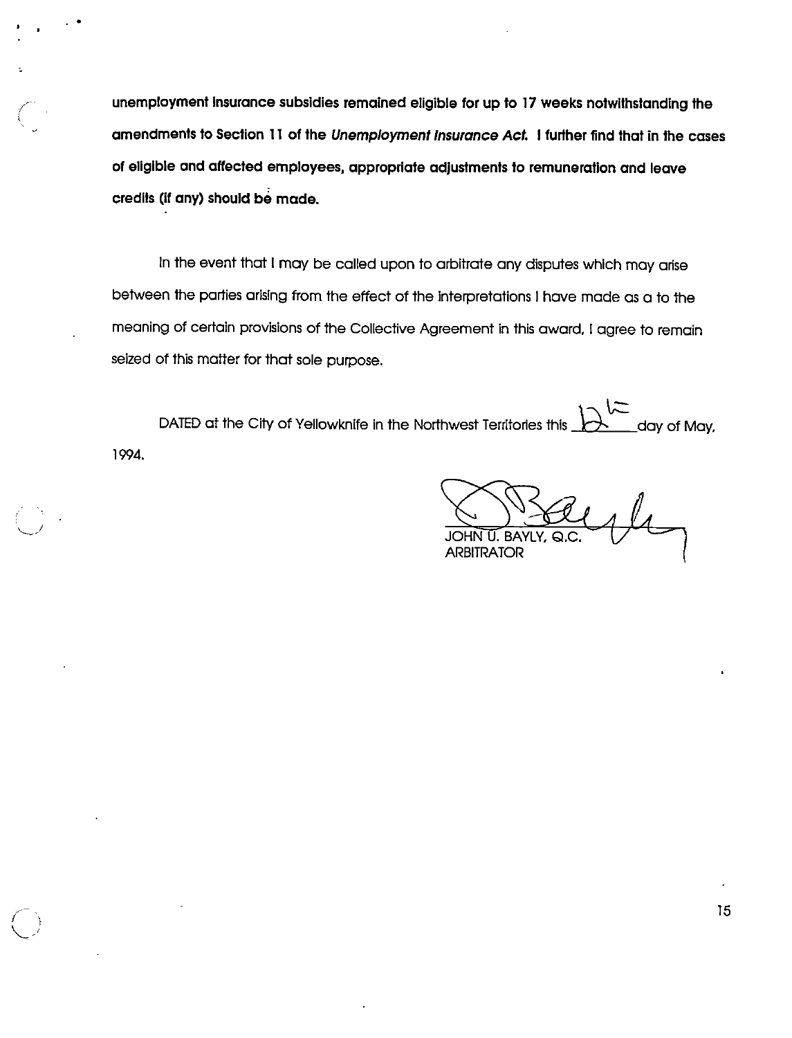**unemployment insurance subsidies remained eligible for up to 17 weeks notwithstanding the amendments to Section 11 of the *Unemployment Insurance Act.* I further find that in the cases of eligible and affected employees, appropriate adjustments to remuneration and leave credits (if any) should be made.**

In the event that I may be called upon to arbitrate any disputes which may arise between the parties arising from the effect of the interpretations I have made as a to the meaning of certain provisions of the Collective Agreement in this award, I agree to remain seized of this matter for that sole purpose.

DATED at the City of Yellowknife in the Northwest Territories this 12th day of May, 1994.

JOHN U. BAYLY, Q.C.
ARBITRATOR